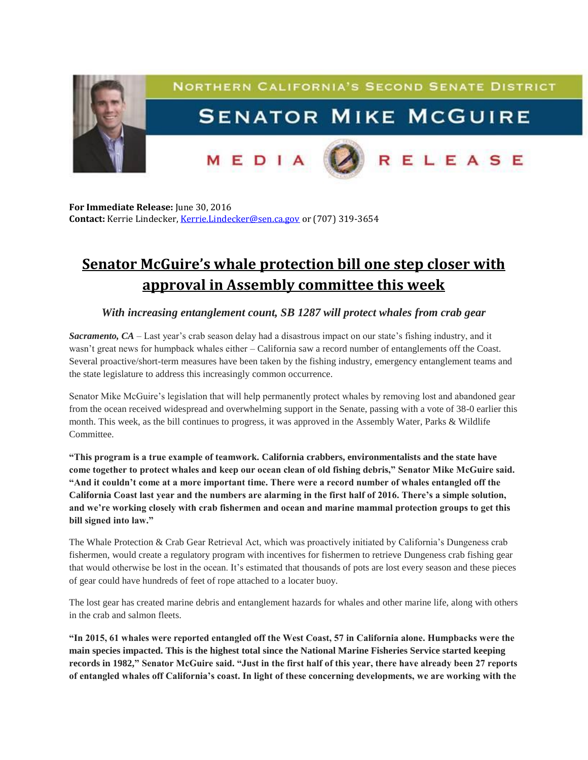NORTHERN CALIFORNIA'S SECOND SENATE DISTRICT

SENATOR MIKE MCGUIRE

MEDIA RELEASE

**For Immediate Release:** June 30, 2016
**Contact:** Kerrie Lindecker, Kerrie.Lindecker@sen.ca.gov or (707) 319-3654

# Senator McGuire's whale protection bill one step closer with approval in Assembly committee this week

***With increasing entanglement count, SB 1287 will protect whales from crab gear***

***Sacramento, CA*** – Last year's crab season delay had a disastrous impact on our state's fishing industry, and it wasn't great news for humpback whales either – California saw a record number of entanglements off the Coast. Several proactive/short-term measures have been taken by the fishing industry, emergency entanglement teams and the state legislature to address this increasingly common occurrence.

Senator Mike McGuire's legislation that will help permanently protect whales by removing lost and abandoned gear from the ocean received widespread and overwhelming support in the Senate, passing with a vote of 38-0 earlier this month. This week, as the bill continues to progress, it was approved in the Assembly Water, Parks & Wildlife Committee.

**"This program is a true example of teamwork. California crabbers, environmentalists and the state have come together to protect whales and keep our ocean clean of old fishing debris," Senator Mike McGuire said. "And it couldn't come at a more important time. There were a record number of whales entangled off the California Coast last year and the numbers are alarming in the first half of 2016. There's a simple solution, and we're working closely with crab fishermen and ocean and marine mammal protection groups to get this bill signed into law."**

The Whale Protection & Crab Gear Retrieval Act, which was proactively initiated by California's Dungeness crab fishermen, would create a regulatory program with incentives for fishermen to retrieve Dungeness crab fishing gear that would otherwise be lost in the ocean. It's estimated that thousands of pots are lost every season and these pieces of gear could have hundreds of feet of rope attached to a locater buoy.

The lost gear has created marine debris and entanglement hazards for whales and other marine life, along with others in the crab and salmon fleets.

**"In 2015, 61 whales were reported entangled off the West Coast, 57 in California alone. Humpbacks were the main species impacted. This is the highest total since the National Marine Fisheries Service started keeping records in 1982," Senator McGuire said. "Just in the first half of this year, there have already been 27 reports of entangled whales off California's coast. In light of these concerning developments, we are working with the**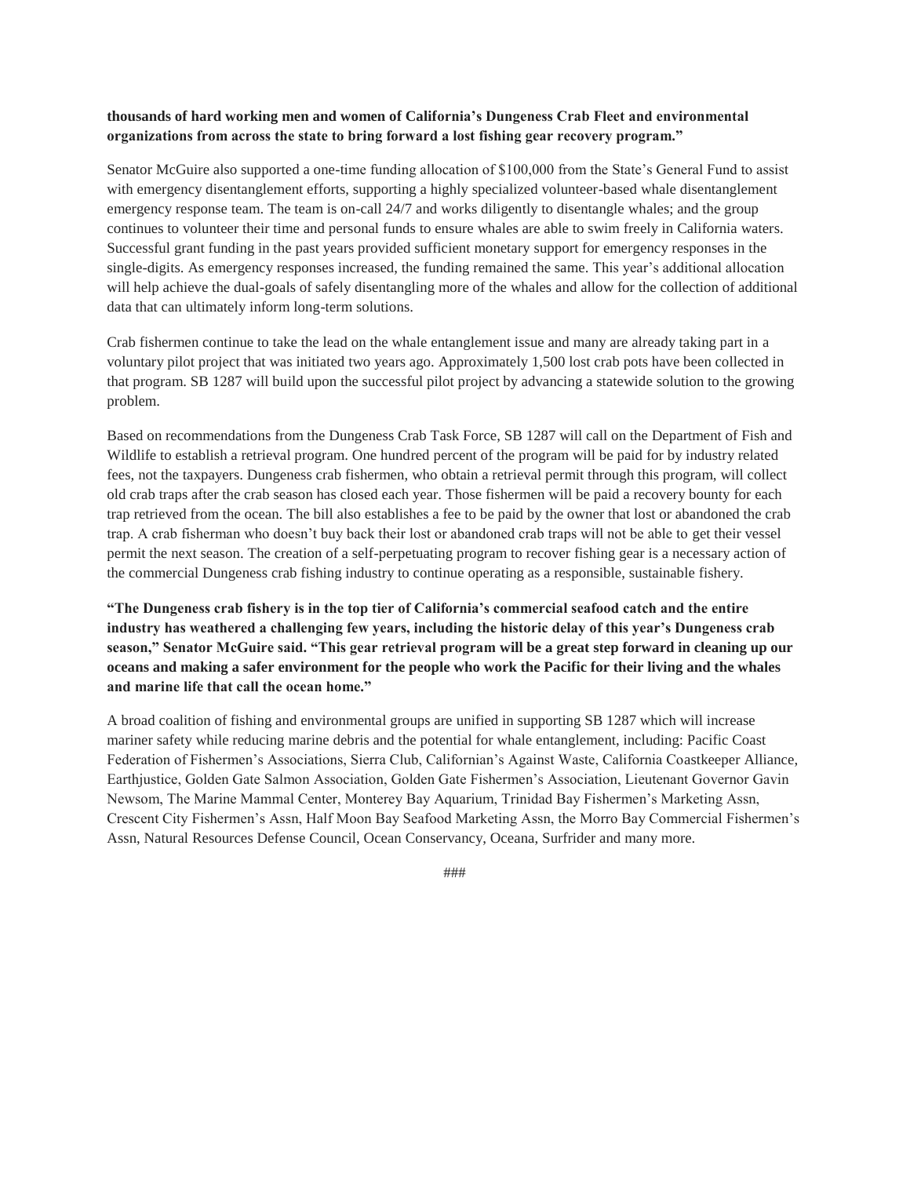**thousands of hard working men and women of California's Dungeness Crab Fleet and environmental organizations from across the state to bring forward a lost fishing gear recovery program."**

Senator McGuire also supported a one-time funding allocation of $100,000 from the State's General Fund to assist with emergency disentanglement efforts, supporting a highly specialized volunteer-based whale disentanglement emergency response team. The team is on-call 24/7 and works diligently to disentangle whales; and the group continues to volunteer their time and personal funds to ensure whales are able to swim freely in California waters. Successful grant funding in the past years provided sufficient monetary support for emergency responses in the single-digits. As emergency responses increased, the funding remained the same. This year's additional allocation will help achieve the dual-goals of safely disentangling more of the whales and allow for the collection of additional data that can ultimately inform long-term solutions.

Crab fishermen continue to take the lead on the whale entanglement issue and many are already taking part in a voluntary pilot project that was initiated two years ago. Approximately 1,500 lost crab pots have been collected in that program. SB 1287 will build upon the successful pilot project by advancing a statewide solution to the growing problem.

Based on recommendations from the Dungeness Crab Task Force, SB 1287 will call on the Department of Fish and Wildlife to establish a retrieval program. One hundred percent of the program will be paid for by industry related fees, not the taxpayers. Dungeness crab fishermen, who obtain a retrieval permit through this program, will collect old crab traps after the crab season has closed each year. Those fishermen will be paid a recovery bounty for each trap retrieved from the ocean. The bill also establishes a fee to be paid by the owner that lost or abandoned the crab trap. A crab fisherman who doesn't buy back their lost or abandoned crab traps will not be able to get their vessel permit the next season. The creation of a self-perpetuating program to recover fishing gear is a necessary action of the commercial Dungeness crab fishing industry to continue operating as a responsible, sustainable fishery.

**"The Dungeness crab fishery is in the top tier of California's commercial seafood catch and the entire industry has weathered a challenging few years, including the historic delay of this year's Dungeness crab season," Senator McGuire said. "This gear retrieval program will be a great step forward in cleaning up our oceans and making a safer environment for the people who work the Pacific for their living and the whales and marine life that call the ocean home."**

A broad coalition of fishing and environmental groups are unified in supporting SB 1287 which will increase mariner safety while reducing marine debris and the potential for whale entanglement, including: Pacific Coast Federation of Fishermen's Associations, Sierra Club, Californian's Against Waste, California Coastkeeper Alliance, Earthjustice, Golden Gate Salmon Association, Golden Gate Fishermen's Association, Lieutenant Governor Gavin Newsom, The Marine Mammal Center, Monterey Bay Aquarium, Trinidad Bay Fishermen's Marketing Assn, Crescent City Fishermen's Assn, Half Moon Bay Seafood Marketing Assn, the Morro Bay Commercial Fishermen's Assn, Natural Resources Defense Council, Ocean Conservancy, Oceana, Surfrider and many more.

###